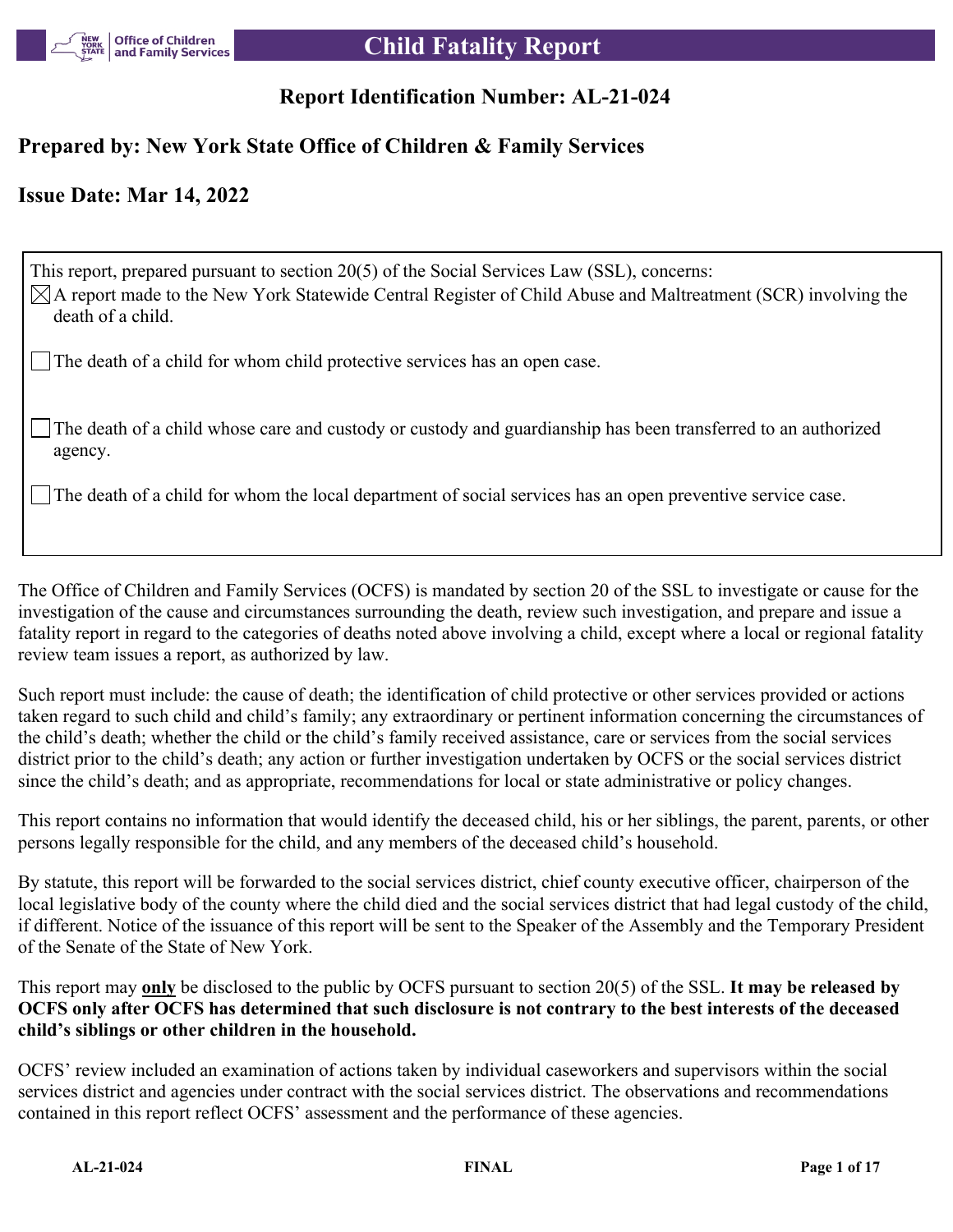# Child Fatality Report

## Report Identification Number: AL-21-024

## Prepared by: New York State Office of Children & Family Services

## Issue Date: Mar 14, 2022

This report, prepared pursuant to section 20(5) of the Social Services Law (SSL), concerns:

- [x] A report made to the New York Statewide Central Register of Child Abuse and Maltreatment (SCR) involving the death of a child.
- [ ] The death of a child for whom child protective services has an open case.
- [ ] The death of a child whose care and custody or custody and guardianship has been transferred to an authorized agency.
- [ ] The death of a child for whom the local department of social services has an open preventive service case.

The Office of Children and Family Services (OCFS) is mandated by section 20 of the SSL to investigate or cause for the investigation of the cause and circumstances surrounding the death, review such investigation, and prepare and issue a fatality report in regard to the categories of deaths noted above involving a child, except where a local or regional fatality review team issues a report, as authorized by law.

Such report must include: the cause of death; the identification of child protective or other services provided or actions taken regard to such child and child's family; any extraordinary or pertinent information concerning the circumstances of the child's death; whether the child or the child's family received assistance, care or services from the social services district prior to the child's death; any action or further investigation undertaken by OCFS or the social services district since the child's death; and as appropriate, recommendations for local or state administrative or policy changes.

This report contains no information that would identify the deceased child, his or her siblings, the parent, parents, or other persons legally responsible for the child, and any members of the deceased child's household.

By statute, this report will be forwarded to the social services district, chief county executive officer, chairperson of the local legislative body of the county where the child died and the social services district that had legal custody of the child, if different. Notice of the issuance of this report will be sent to the Speaker of the Assembly and the Temporary President of the Senate of the State of New York.

This report may **only** be disclosed to the public by OCFS pursuant to section 20(5) of the SSL. **It may be released by OCFS only after OCFS has determined that such disclosure is not contrary to the best interests of the deceased child's siblings or other children in the household.**

OCFS' review included an examination of actions taken by individual caseworkers and supervisors within the social services district and agencies under contract with the social services district. The observations and recommendations contained in this report reflect OCFS' assessment and the performance of these agencies.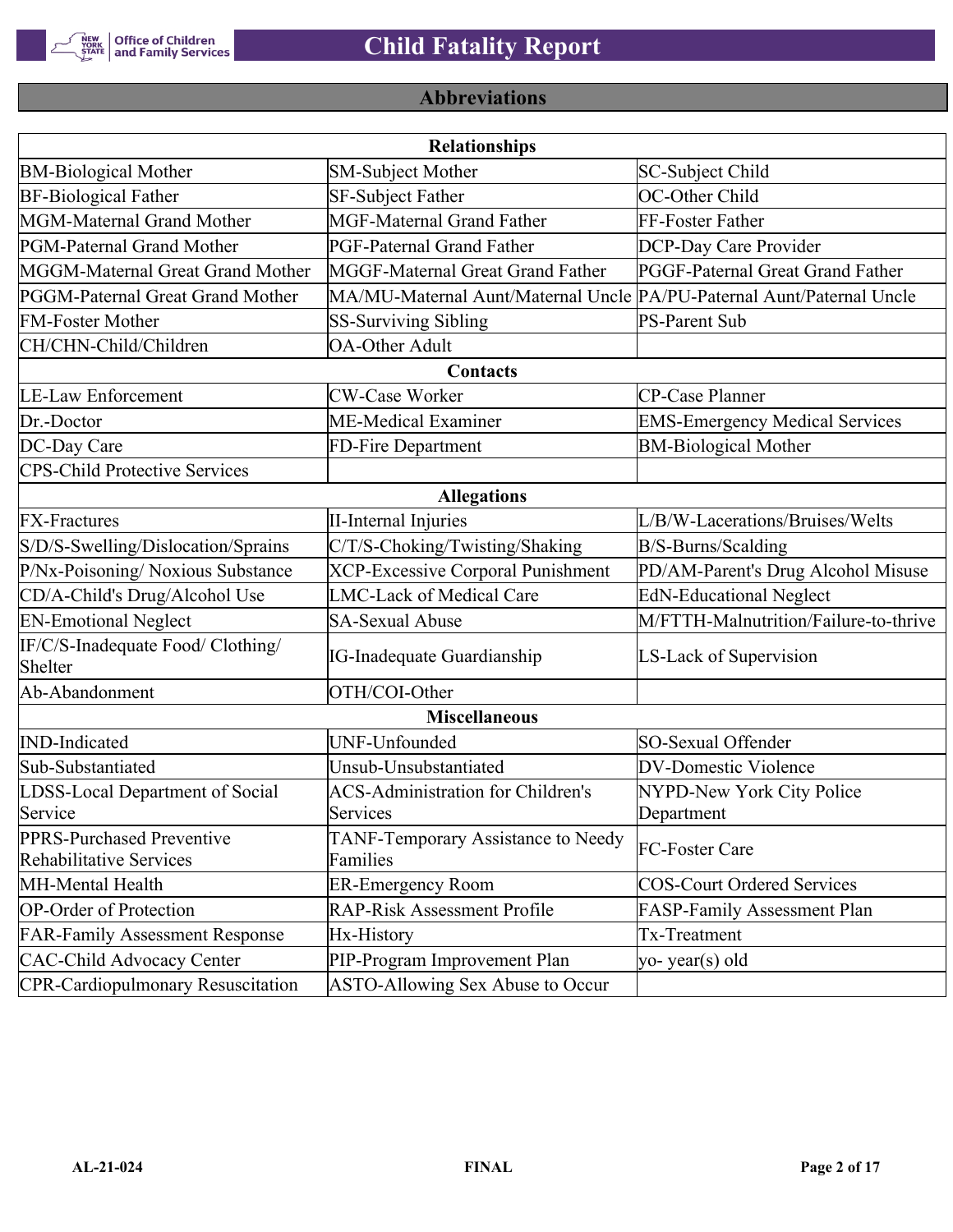## Abbreviations

| Relationships | | |
|---|---|---|
| BM-Biological Mother | SM-Subject Mother | SC-Subject Child |
| BF-Biological Father | SF-Subject Father | OC-Other Child |
| MGM-Maternal Grand Mother | MGF-Maternal Grand Father | FF-Foster Father |
| PGM-Paternal Grand Mother | PGF-Paternal Grand Father | DCP-Day Care Provider |
| MGGM-Maternal Great Grand Mother | MGGF-Maternal Great Grand Father | PGGF-Paternal Great Grand Father |
| PGGM-Paternal Great Grand Mother | MA/MU-Maternal Aunt/Maternal Uncle | PA/PU-Paternal Aunt/Paternal Uncle |
| FM-Foster Mother | SS-Surviving Sibling | PS-Parent Sub |
| CH/CHN-Child/Children | OA-Other Adult | |
| **Contacts** | | |
| LE-Law Enforcement | CW-Case Worker | CP-Case Planner |
| Dr.-Doctor | ME-Medical Examiner | EMS-Emergency Medical Services |
| DC-Day Care | FD-Fire Department | BM-Biological Mother |
| CPS-Child Protective Services | | |
| **Allegations** | | |
| FX-Fractures | II-Internal Injuries | L/B/W-Lacerations/Bruises/Welts |
| S/D/S-Swelling/Dislocation/Sprains | C/T/S-Choking/Twisting/Shaking | B/S-Burns/Scalding |
| P/Nx-Poisoning/ Noxious Substance | XCP-Excessive Corporal Punishment | PD/AM-Parent's Drug Alcohol Misuse |
| CD/A-Child's Drug/Alcohol Use | LMC-Lack of Medical Care | EdN-Educational Neglect |
| EN-Emotional Neglect | SA-Sexual Abuse | M/FTTH-Malnutrition/Failure-to-thrive |
| IF/C/S-Inadequate Food/ Clothing/ Shelter | IG-Inadequate Guardianship | LS-Lack of Supervision |
| Ab-Abandonment | OTH/COI-Other | |
| **Miscellaneous** | | |
| IND-Indicated | UNF-Unfounded | SO-Sexual Offender |
| Sub-Substantiated | Unsub-Unsubstantiated | DV-Domestic Violence |
| LDSS-Local Department of Social Service | ACS-Administration for Children's Services | NYPD-New York City Police Department |
| PPRS-Purchased Preventive Rehabilitative Services | TANF-Temporary Assistance to Needy Families | FC-Foster Care |
| MH-Mental Health | ER-Emergency Room | COS-Court Ordered Services |
| OP-Order of Protection | RAP-Risk Assessment Profile | FASP-Family Assessment Plan |
| FAR-Family Assessment Response | Hx-History | Tx-Treatment |
| CAC-Child Advocacy Center | PIP-Program Improvement Plan | yo- year(s) old |
| CPR-Cardiopulmonary Resuscitation | ASTO-Allowing Sex Abuse to Occur | |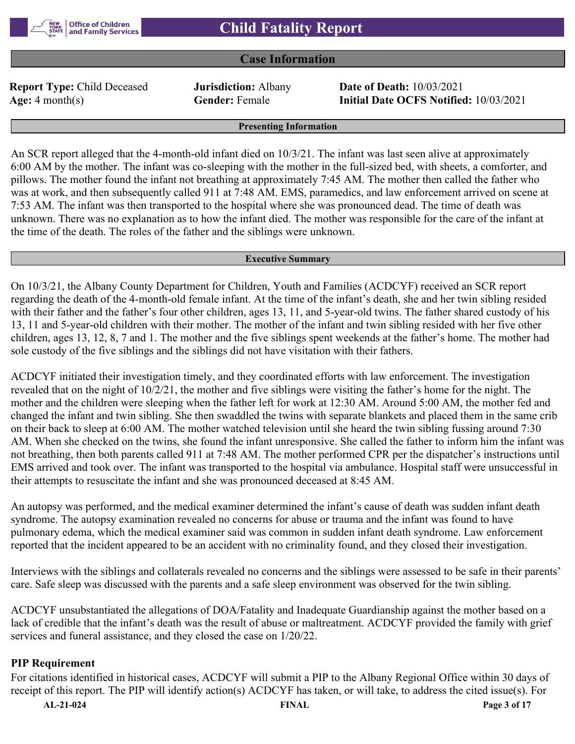# Child Fatality Report

## Case Information

**Report Type:** Child Deceased **Jurisdiction:** Albany **Date of Death:** 10/03/2021
**Age:** 4 month(s) **Gender:** Female **Initial Date OCFS Notified:** 10/03/2021

### Presenting Information

An SCR report alleged that the 4-month-old infant died on 10/3/21. The infant was last seen alive at approximately 6:00 AM by the mother. The infant was co-sleeping with the mother in the full-sized bed, with sheets, a comforter, and pillows. The mother found the infant not breathing at approximately 7:45 AM. The mother then called the father who was at work, and then subsequently called 911 at 7:48 AM. EMS, paramedics, and law enforcement arrived on scene at 7:53 AM. The infant was then transported to the hospital where she was pronounced dead. The time of death was unknown. There was no explanation as to how the infant died. The mother was responsible for the care of the infant at the time of the death. The roles of the father and the siblings were unknown.

### Executive Summary

On 10/3/21, the Albany County Department for Children, Youth and Families (ACDCYF) received an SCR report regarding the death of the 4-month-old female infant. At the time of the infant's death, she and her twin sibling resided with their father and the father's four other children, ages 13, 11, and 5-year-old twins. The father shared custody of his 13, 11 and 5-year-old children with their mother. The mother of the infant and twin sibling resided with her five other children, ages 13, 12, 8, 7 and 1. The mother and the five siblings spent weekends at the father's home. The mother had sole custody of the five siblings and the siblings did not have visitation with their fathers.

ACDCYF initiated their investigation timely, and they coordinated efforts with law enforcement. The investigation revealed that on the night of 10/2/21, the mother and five siblings were visiting the father's home for the night. The mother and the children were sleeping when the father left for work at 12:30 AM. Around 5:00 AM, the mother fed and changed the infant and twin sibling. She then swaddled the twins with separate blankets and placed them in the same crib on their back to sleep at 6:00 AM. The mother watched television until she heard the twin sibling fussing around 7:30 AM. When she checked on the twins, she found the infant unresponsive. She called the father to inform him the infant was not breathing, then both parents called 911 at 7:48 AM. The mother performed CPR per the dispatcher's instructions until EMS arrived and took over. The infant was transported to the hospital via ambulance. Hospital staff were unsuccessful in their attempts to resuscitate the infant and she was pronounced deceased at 8:45 AM.

An autopsy was performed, and the medical examiner determined the infant's cause of death was sudden infant death syndrome. The autopsy examination revealed no concerns for abuse or trauma and the infant was found to have pulmonary edema, which the medical examiner said was common in sudden infant death syndrome. Law enforcement reported that the incident appeared to be an accident with no criminality found, and they closed their investigation.

Interviews with the siblings and collaterals revealed no concerns and the siblings were assessed to be safe in their parents' care. Safe sleep was discussed with the parents and a safe sleep environment was observed for the twin sibling.

ACDCYF unsubstantiated the allegations of DOA/Fatality and Inadequate Guardianship against the mother based on a lack of credible that the infant's death was the result of abuse or maltreatment. ACDCYF provided the family with grief services and funeral assistance, and they closed the case on 1/20/22.

**PIP Requirement**

For citations identified in historical cases, ACDCYF will submit a PIP to the Albany Regional Office within 30 days of receipt of this report. The PIP will identify action(s) ACDCYF has taken, or will take, to address the cited issue(s). For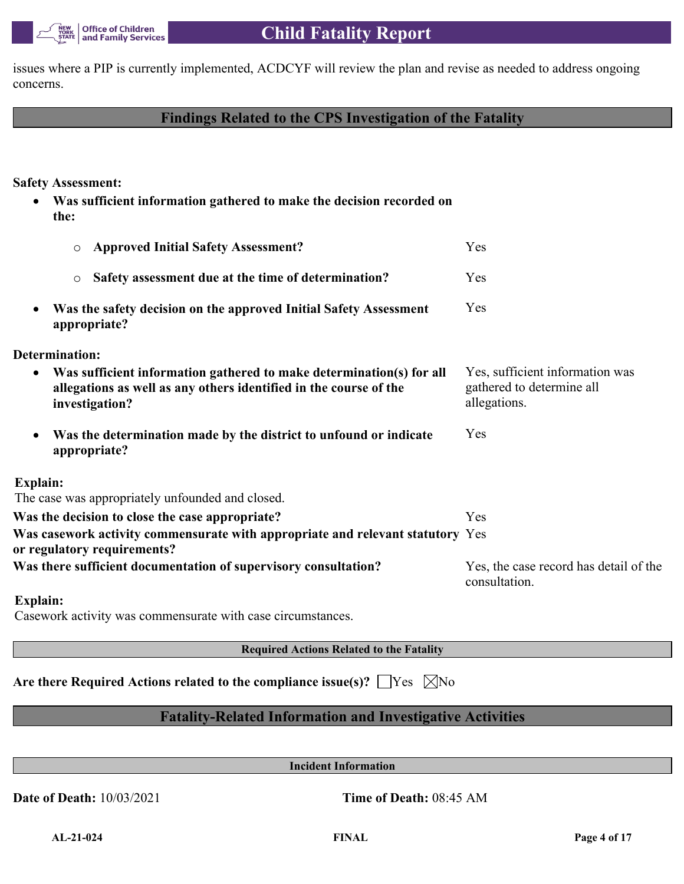issues where a PIP is currently implemented, ACDCYF will review the plan and revise as needed to address ongoing concerns.

## Findings Related to the CPS Investigation of the Fatality

**Safety Assessment:**

- **Was sufficient information gathered to make the decision recorded on the:**
  - **Approved Initial Safety Assessment?** Yes
  - **Safety assessment due at the time of determination?** Yes
- **Was the safety decision on the approved Initial Safety Assessment appropriate?** Yes

**Determination:**

- **Was sufficient information gathered to make determination(s) for all allegations as well as any others identified in the course of the investigation?** Yes, sufficient information was gathered to determine all allegations.
- **Was the determination made by the district to unfound or indicate appropriate?** Yes

**Explain:**
The case was appropriately unfounded and closed.

**Was the decision to close the case appropriate?** Yes

**Was casework activity commensurate with appropriate and relevant statutory or regulatory requirements?** Yes

**Was there sufficient documentation of supervisory consultation?** Yes, the case record has detail of the consultation.

**Explain:**
Casework activity was commensurate with case circumstances.

### Required Actions Related to the Fatality

**Are there Required Actions related to the compliance issue(s)?** ☐Yes ☒No

## Fatality-Related Information and Investigative Activities

### Incident Information

**Date of Death:** 10/03/2021 **Time of Death:** 08:45 AM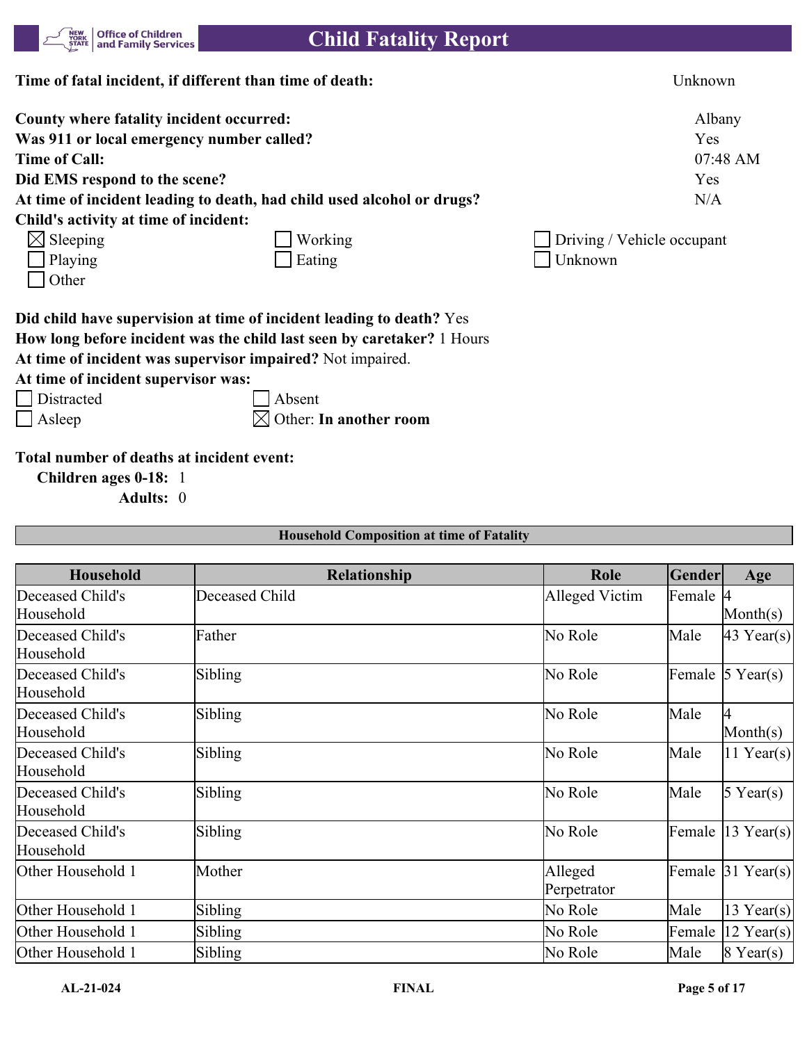**Time of fatal incident, if different than time of death:** Unknown

**County where fatality incident occurred:** Albany
**Was 911 or local emergency number called?** Yes
**Time of Call:** 07:48 AM
**Did EMS respond to the scene?** Yes
**At time of incident leading to death, had child used alcohol or drugs?** N/A
**Child's activity at time of incident:**

- ☒ Sleeping
- ☐ Working
- ☐ Driving / Vehicle occupant
- ☐ Playing
- ☐ Eating
- ☐ Unknown
- ☐ Other

**Did child have supervision at time of incident leading to death?** Yes
**How long before incident was the child last seen by caretaker?** 1 Hours
**At time of incident was supervisor impaired?** Not impaired.
**At time of incident supervisor was:**

- ☐ Distracted
- ☐ Absent
- ☐ Asleep
- ☒ Other: **In another room**

**Total number of deaths at incident event:**

**Children ages 0-18:** 1
**Adults:** 0

**Household Composition at time of Fatality**

| Household | Relationship | Role | Gender | Age |
|---|---|---|---|---|
| Deceased Child's Household | Deceased Child | Alleged Victim | Female | 4 Month(s) |
| Deceased Child's Household | Father | No Role | Male | 43 Year(s) |
| Deceased Child's Household | Sibling | No Role | Female | 5 Year(s) |
| Deceased Child's Household | Sibling | No Role | Male | 4 Month(s) |
| Deceased Child's Household | Sibling | No Role | Male | 11 Year(s) |
| Deceased Child's Household | Sibling | No Role | Male | 5 Year(s) |
| Deceased Child's Household | Sibling | No Role | Female | 13 Year(s) |
| Other Household 1 | Mother | Alleged Perpetrator | Female | 31 Year(s) |
| Other Household 1 | Sibling | No Role | Male | 13 Year(s) |
| Other Household 1 | Sibling | No Role | Female | 12 Year(s) |
| Other Household 1 | Sibling | No Role | Male | 8 Year(s) |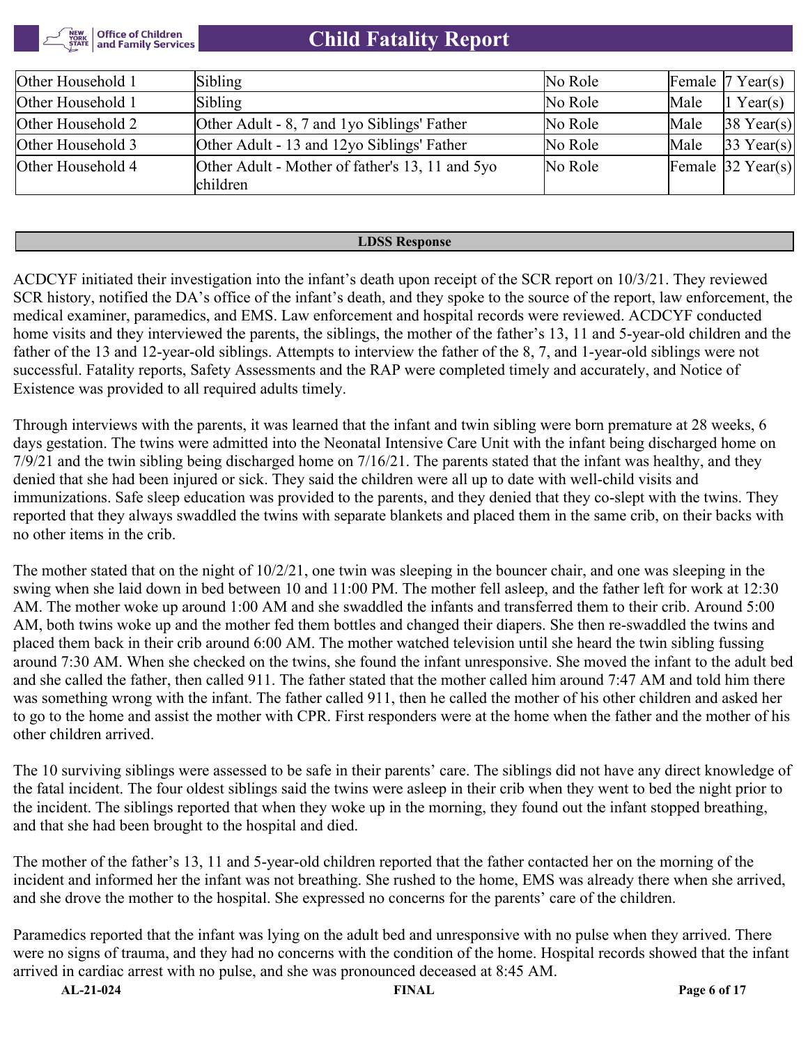| Other Household 1 | Sibling | No Role | Female | 7 Year(s) |
|---|---|---|---|---|
| Other Household 1 | Sibling | No Role | Male | 1 Year(s) |
| Other Household 2 | Other Adult - 8, 7 and 1yo Siblings' Father | No Role | Male | 38 Year(s) |
| Other Household 3 | Other Adult - 13 and 12yo Siblings' Father | No Role | Male | 33 Year(s) |
| Other Household 4 | Other Adult - Mother of father's 13, 11 and 5yo children | No Role | Female | 32 Year(s) |

## LDSS Response

ACDCYF initiated their investigation into the infant's death upon receipt of the SCR report on 10/3/21. They reviewed SCR history, notified the DA's office of the infant's death, and they spoke to the source of the report, law enforcement, the medical examiner, paramedics, and EMS. Law enforcement and hospital records were reviewed. ACDCYF conducted home visits and they interviewed the parents, the siblings, the mother of the father's 13, 11 and 5-year-old children and the father of the 13 and 12-year-old siblings. Attempts to interview the father of the 8, 7, and 1-year-old siblings were not successful. Fatality reports, Safety Assessments and the RAP were completed timely and accurately, and Notice of Existence was provided to all required adults timely.

Through interviews with the parents, it was learned that the infant and twin sibling were born premature at 28 weeks, 6 days gestation. The twins were admitted into the Neonatal Intensive Care Unit with the infant being discharged home on 7/9/21 and the twin sibling being discharged home on 7/16/21. The parents stated that the infant was healthy, and they denied that she had been injured or sick. They said the children were all up to date with well-child visits and immunizations. Safe sleep education was provided to the parents, and they denied that they co-slept with the twins. They reported that they always swaddled the twins with separate blankets and placed them in the same crib, on their backs with no other items in the crib.

The mother stated that on the night of 10/2/21, one twin was sleeping in the bouncer chair, and one was sleeping in the swing when she laid down in bed between 10 and 11:00 PM. The mother fell asleep, and the father left for work at 12:30 AM. The mother woke up around 1:00 AM and she swaddled the infants and transferred them to their crib. Around 5:00 AM, both twins woke up and the mother fed them bottles and changed their diapers. She then re-swaddled the twins and placed them back in their crib around 6:00 AM. The mother watched television until she heard the twin sibling fussing around 7:30 AM. When she checked on the twins, she found the infant unresponsive. She moved the infant to the adult bed and she called the father, then called 911. The father stated that the mother called him around 7:47 AM and told him there was something wrong with the infant. The father called 911, then he called the mother of his other children and asked her to go to the home and assist the mother with CPR. First responders were at the home when the father and the mother of his other children arrived.

The 10 surviving siblings were assessed to be safe in their parents' care. The siblings did not have any direct knowledge of the fatal incident. The four oldest siblings said the twins were asleep in their crib when they went to bed the night prior to the incident. The siblings reported that when they woke up in the morning, they found out the infant stopped breathing, and that she had been brought to the hospital and died.

The mother of the father's 13, 11 and 5-year-old children reported that the father contacted her on the morning of the incident and informed her the infant was not breathing. She rushed to the home, EMS was already there when she arrived, and she drove the mother to the hospital. She expressed no concerns for the parents' care of the children.

Paramedics reported that the infant was lying on the adult bed and unresponsive with no pulse when they arrived. There were no signs of trauma, and they had no concerns with the condition of the home. Hospital records showed that the infant arrived in cardiac arrest with no pulse, and she was pronounced deceased at 8:45 AM.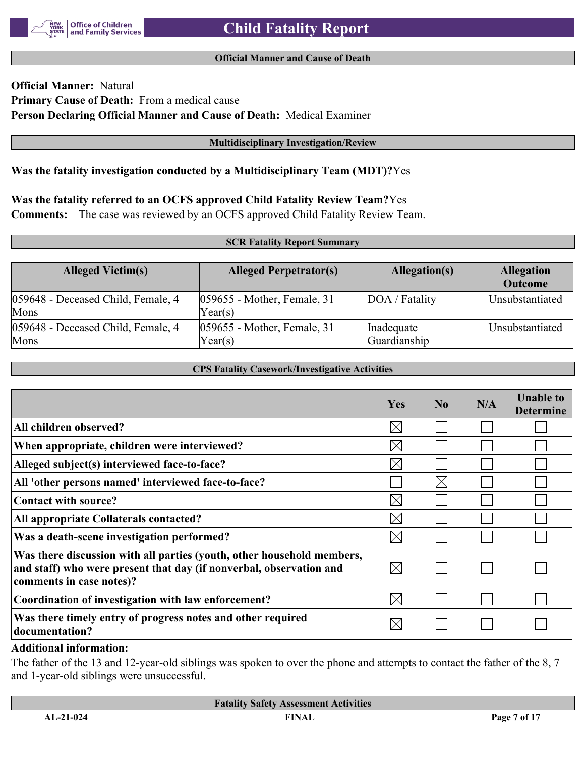## Official Manner and Cause of Death

**Official Manner:** Natural
**Primary Cause of Death:** From a medical cause
**Person Declaring Official Manner and Cause of Death:** Medical Examiner

## Multidisciplinary Investigation/Review

**Was the fatality investigation conducted by a Multidisciplinary Team (MDT)?** Yes

**Was the fatality referred to an OCFS approved Child Fatality Review Team?** Yes
**Comments:** The case was reviewed by an OCFS approved Child Fatality Review Team.

## SCR Fatality Report Summary

| Alleged Victim(s) | Alleged Perpetrator(s) | Allegation(s) | Allegation Outcome |
|---|---|---|---|
| 059648 - Deceased Child, Female, 4 Mons | 059655 - Mother, Female, 31 Year(s) | DOA / Fatality | Unsubstantiated |
| 059648 - Deceased Child, Female, 4 Mons | 059655 - Mother, Female, 31 Year(s) | Inadequate Guardianship | Unsubstantiated |

## CPS Fatality Casework/Investigative Activities

| | Yes | No | N/A | Unable to Determine |
|---|---|---|---|---|
| All children observed? | ☒ | ☐ | ☐ | ☐ |
| When appropriate, children were interviewed? | ☒ | ☐ | ☐ | ☐ |
| Alleged subject(s) interviewed face-to-face? | ☒ | ☐ | ☐ | ☐ |
| All 'other persons named' interviewed face-to-face? | ☐ | ☒ | ☐ | ☐ |
| Contact with source? | ☒ | ☐ | ☐ | ☐ |
| All appropriate Collaterals contacted? | ☒ | ☐ | ☐ | ☐ |
| Was a death-scene investigation performed? | ☒ | ☐ | ☐ | ☐ |
| Was there discussion with all parties (youth, other household members, and staff) who were present that day (if nonverbal, observation and comments in case notes)? | ☒ | ☐ | ☐ | ☐ |
| Coordination of investigation with law enforcement? | ☒ | ☐ | ☐ | ☐ |
| Was there timely entry of progress notes and other required documentation? | ☒ | ☐ | ☐ | ☐ |

**Additional information:**
The father of the 13 and 12-year-old siblings was spoken to over the phone and attempts to contact the father of the 8, 7 and 1-year-old siblings were unsuccessful.

## Fatality Safety Assessment Activities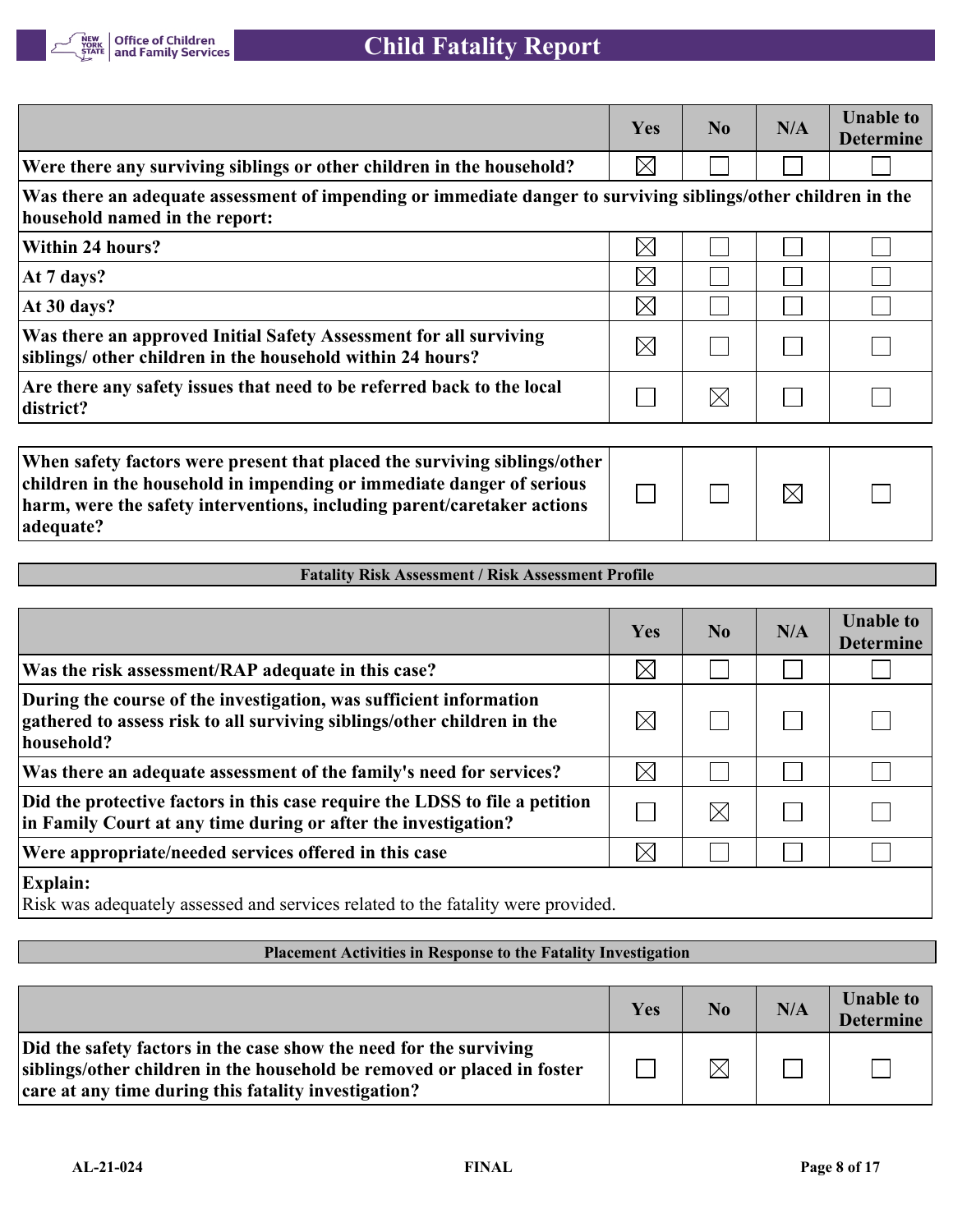| | Yes | No | N/A | Unable to Determine |
|---|---|---|---|---|
| **Were there any surviving siblings or other children in the household?** | ☒ | ☐ | ☐ | ☐ |
| **Was there an adequate assessment of impending or immediate danger to surviving siblings/other children in the household named in the report:** | | | | |
| **Within 24 hours?** | ☒ | ☐ | ☐ | ☐ |
| **At 7 days?** | ☒ | ☐ | ☐ | ☐ |
| **At 30 days?** | ☒ | ☐ | ☐ | ☐ |
| **Was there an approved Initial Safety Assessment for all surviving siblings/ other children in the household within 24 hours?** | ☒ | ☐ | ☐ | ☐ |
| **Are there any safety issues that need to be referred back to the local district?** | ☐ | ☒ | ☐ | ☐ |

| | Yes | No | N/A | Unable to Determine |
|---|---|---|---|---|
| **When safety factors were present that placed the surviving siblings/other children in the household in impending or immediate danger of serious harm, were the safety interventions, including parent/caretaker actions adequate?** | ☐ | ☐ | ☒ | ☐ |

**Fatality Risk Assessment / Risk Assessment Profile**

| | Yes | No | N/A | Unable to Determine |
|---|---|---|---|---|
| **Was the risk assessment/RAP adequate in this case?** | ☒ | ☐ | ☐ | ☐ |
| **During the course of the investigation, was sufficient information gathered to assess risk to all surviving siblings/other children in the household?** | ☒ | ☐ | ☐ | ☐ |
| **Was there an adequate assessment of the family's need for services?** | ☒ | ☐ | ☐ | ☐ |
| **Did the protective factors in this case require the LDSS to file a petition in Family Court at any time during or after the investigation?** | ☐ | ☒ | ☐ | ☐ |
| **Were appropriate/needed services offered in this case** | ☒ | ☐ | ☐ | ☐ |

**Explain:**
Risk was adequately assessed and services related to the fatality were provided.

**Placement Activities in Response to the Fatality Investigation**

| | Yes | No | N/A | Unable to Determine |
|---|---|---|---|---|
| **Did the safety factors in the case show the need for the surviving siblings/other children in the household be removed or placed in foster care at any time during this fatality investigation?** | ☐ | ☒ | ☐ | ☐ |

AL-21-024 FINAL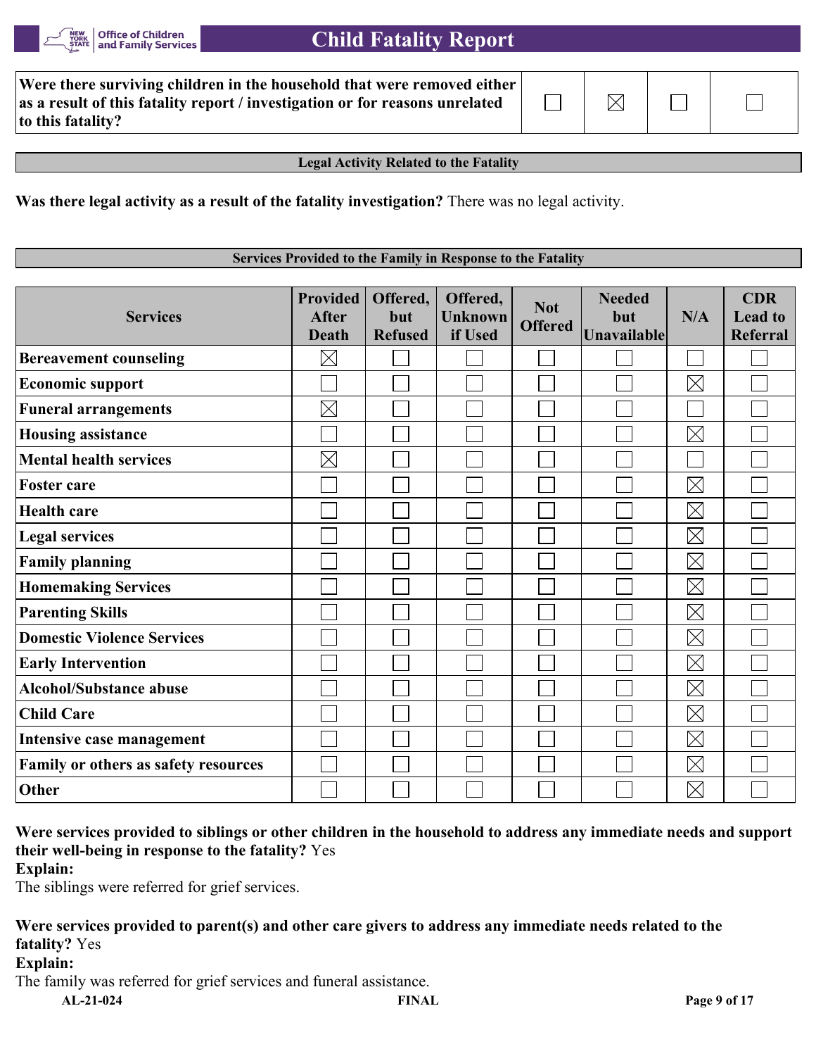| Were there surviving children in the household that were removed either as a result of this fatality report / investigation or for reasons unrelated to this fatality? | ☐ | ☒ | ☐ | ☐ |
|---|---|---|---|---|

## Legal Activity Related to the Fatality

**Was there legal activity as a result of the fatality investigation?** There was no legal activity.

## Services Provided to the Family in Response to the Fatality

| Services | Provided After Death | Offered, but Refused | Offered, Unknown if Used | Not Offered | Needed but Unavailable | N/A | CDR Lead to Referral |
|---|---|---|---|---|---|---|---|
| **Bereavement counseling** | ☒ | ☐ | ☐ | ☐ | ☐ | ☐ | ☐ |
| **Economic support** | ☐ | ☐ | ☐ | ☐ | ☐ | ☒ | ☐ |
| **Funeral arrangements** | ☒ | ☐ | ☐ | ☐ | ☐ | ☐ | ☐ |
| **Housing assistance** | ☐ | ☐ | ☐ | ☐ | ☐ | ☒ | ☐ |
| **Mental health services** | ☒ | ☐ | ☐ | ☐ | ☐ | ☐ | ☐ |
| **Foster care** | ☐ | ☐ | ☐ | ☐ | ☐ | ☒ | ☐ |
| **Health care** | ☐ | ☐ | ☐ | ☐ | ☐ | ☒ | ☐ |
| **Legal services** | ☐ | ☐ | ☐ | ☐ | ☐ | ☒ | ☐ |
| **Family planning** | ☐ | ☐ | ☐ | ☐ | ☐ | ☒ | ☐ |
| **Homemaking Services** | ☐ | ☐ | ☐ | ☐ | ☐ | ☒ | ☐ |
| **Parenting Skills** | ☐ | ☐ | ☐ | ☐ | ☐ | ☒ | ☐ |
| **Domestic Violence Services** | ☐ | ☐ | ☐ | ☐ | ☐ | ☒ | ☐ |
| **Early Intervention** | ☐ | ☐ | ☐ | ☐ | ☐ | ☒ | ☐ |
| **Alcohol/Substance abuse** | ☐ | ☐ | ☐ | ☐ | ☐ | ☒ | ☐ |
| **Child Care** | ☐ | ☐ | ☐ | ☐ | ☐ | ☒ | ☐ |
| **Intensive case management** | ☐ | ☐ | ☐ | ☐ | ☐ | ☒ | ☐ |
| **Family or others as safety resources** | ☐ | ☐ | ☐ | ☐ | ☐ | ☒ | ☐ |
| **Other** | ☐ | ☐ | ☐ | ☐ | ☐ | ☒ | ☐ |

**Were services provided to siblings or other children in the household to address any immediate needs and support their well-being in response to the fatality?** Yes

**Explain:**

The siblings were referred for grief services.

**Were services provided to parent(s) and other care givers to address any immediate needs related to the fatality?** Yes

**Explain:**

The family was referred for grief services and funeral assistance.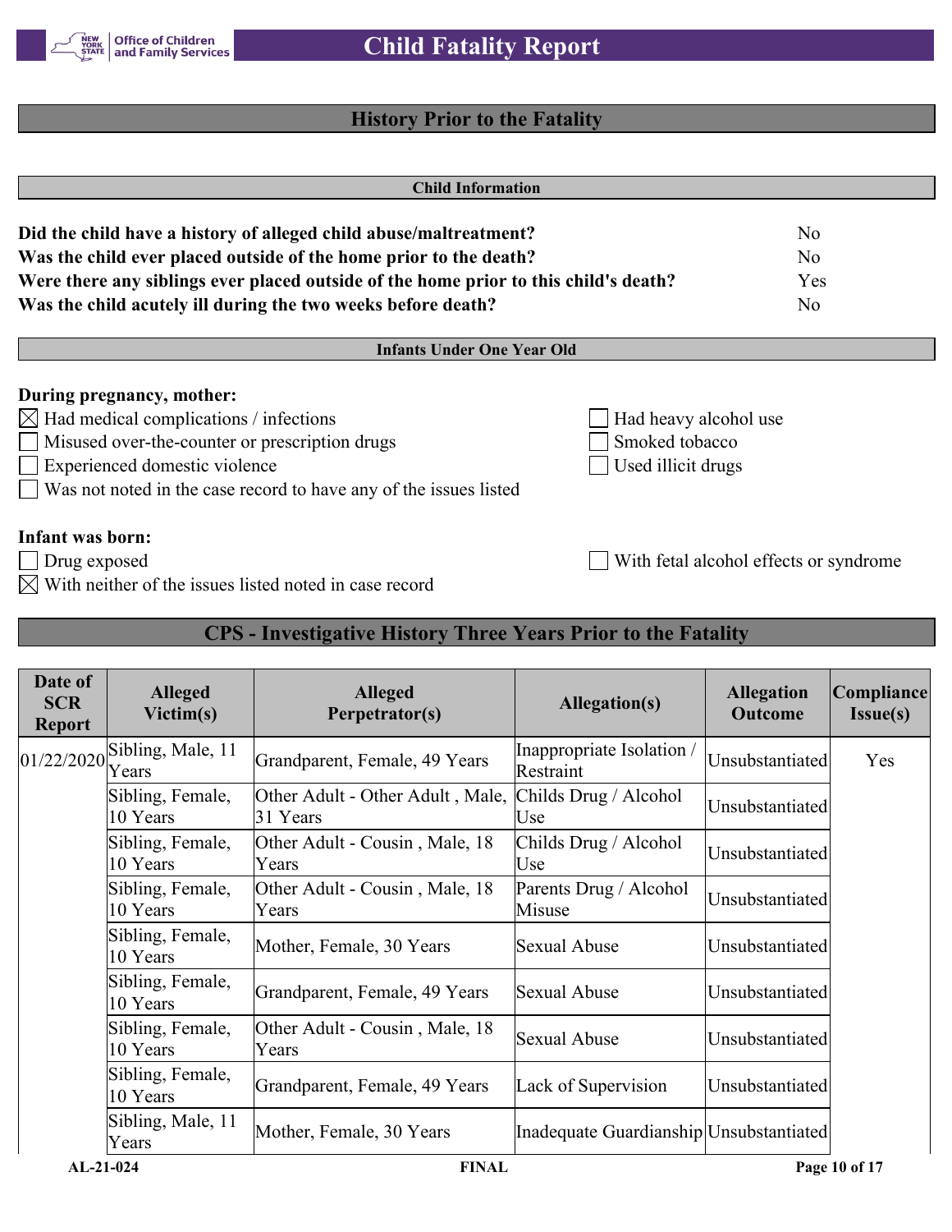## History Prior to the Fatality

### Child Information

**Did the child have a history of alleged child abuse/maltreatment?** No
**Was the child ever placed outside of the home prior to the death?** No
**Were there any siblings ever placed outside of the home prior to this child's death?** Yes
**Was the child acutely ill during the two weeks before death?** No

### Infants Under One Year Old

**During pregnancy, mother:**

- [x] Had medical complications / infections
- [ ] Had heavy alcohol use
- [ ] Misused over-the-counter or prescription drugs
- [ ] Smoked tobacco
- [ ] Experienced domestic violence
- [ ] Used illicit drugs
- [ ] Was not noted in the case record to have any of the issues listed

**Infant was born:**

- [ ] Drug exposed
- [ ] With fetal alcohol effects or syndrome
- [x] With neither of the issues listed noted in case record

## CPS - Investigative History Three Years Prior to the Fatality

| Date of SCR Report | Alleged Victim(s) | Alleged Perpetrator(s) | Allegation(s) | Allegation Outcome | Compliance Issue(s) |
|---|---|---|---|---|---|
| 01/22/2020 | Sibling, Male, 11 Years | Grandparent, Female, 49 Years | Inappropriate Isolation / Restraint | Unsubstantiated | Yes |
| | Sibling, Female, 10 Years | Other Adult - Other Adult , Male, 31 Years | Childs Drug / Alcohol Use | Unsubstantiated | |
| | Sibling, Female, 10 Years | Other Adult - Cousin , Male, 18 Years | Childs Drug / Alcohol Use | Unsubstantiated | |
| | Sibling, Female, 10 Years | Other Adult - Cousin , Male, 18 Years | Parents Drug / Alcohol Misuse | Unsubstantiated | |
| | Sibling, Female, 10 Years | Mother, Female, 30 Years | Sexual Abuse | Unsubstantiated | |
| | Sibling, Female, 10 Years | Grandparent, Female, 49 Years | Sexual Abuse | Unsubstantiated | |
| | Sibling, Female, 10 Years | Other Adult - Cousin , Male, 18 Years | Sexual Abuse | Unsubstantiated | |
| | Sibling, Female, 10 Years | Grandparent, Female, 49 Years | Lack of Supervision | Unsubstantiated | |
| | Sibling, Male, 11 Years | Mother, Female, 30 Years | Inadequate Guardianship | Unsubstantiated | |

AL-21-024 FINAL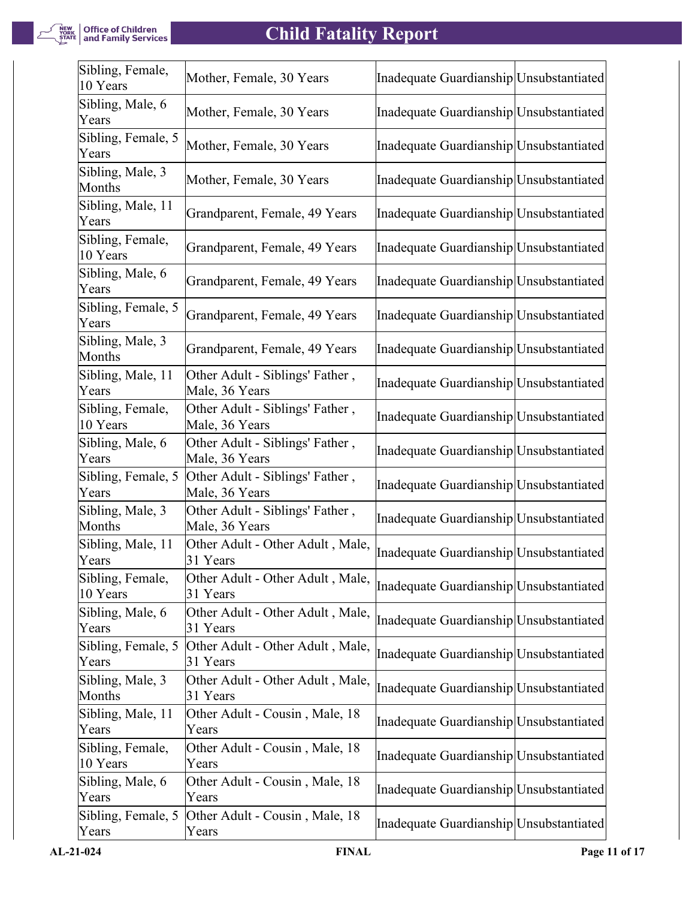| | | | |
|---|---|---|---|
| Sibling, Female, 10 Years | Mother, Female, 30 Years | Inadequate Guardianship | Unsubstantiated |
| Sibling, Male, 6 Years | Mother, Female, 30 Years | Inadequate Guardianship | Unsubstantiated |
| Sibling, Female, 5 Years | Mother, Female, 30 Years | Inadequate Guardianship | Unsubstantiated |
| Sibling, Male, 3 Months | Mother, Female, 30 Years | Inadequate Guardianship | Unsubstantiated |
| Sibling, Male, 11 Years | Grandparent, Female, 49 Years | Inadequate Guardianship | Unsubstantiated |
| Sibling, Female, 10 Years | Grandparent, Female, 49 Years | Inadequate Guardianship | Unsubstantiated |
| Sibling, Male, 6 Years | Grandparent, Female, 49 Years | Inadequate Guardianship | Unsubstantiated |
| Sibling, Female, 5 Years | Grandparent, Female, 49 Years | Inadequate Guardianship | Unsubstantiated |
| Sibling, Male, 3 Months | Grandparent, Female, 49 Years | Inadequate Guardianship | Unsubstantiated |
| Sibling, Male, 11 Years | Other Adult - Siblings' Father , Male, 36 Years | Inadequate Guardianship | Unsubstantiated |
| Sibling, Female, 10 Years | Other Adult - Siblings' Father , Male, 36 Years | Inadequate Guardianship | Unsubstantiated |
| Sibling, Male, 6 Years | Other Adult - Siblings' Father , Male, 36 Years | Inadequate Guardianship | Unsubstantiated |
| Sibling, Female, 5 Years | Other Adult - Siblings' Father , Male, 36 Years | Inadequate Guardianship | Unsubstantiated |
| Sibling, Male, 3 Months | Other Adult - Siblings' Father , Male, 36 Years | Inadequate Guardianship | Unsubstantiated |
| Sibling, Male, 11 Years | Other Adult - Other Adult , Male, 31 Years | Inadequate Guardianship | Unsubstantiated |
| Sibling, Female, 10 Years | Other Adult - Other Adult , Male, 31 Years | Inadequate Guardianship | Unsubstantiated |
| Sibling, Male, 6 Years | Other Adult - Other Adult , Male, 31 Years | Inadequate Guardianship | Unsubstantiated |
| Sibling, Female, 5 Years | Other Adult - Other Adult , Male, 31 Years | Inadequate Guardianship | Unsubstantiated |
| Sibling, Male, 3 Months | Other Adult - Other Adult , Male, 31 Years | Inadequate Guardianship | Unsubstantiated |
| Sibling, Male, 11 Years | Other Adult - Cousin , Male, 18 Years | Inadequate Guardianship | Unsubstantiated |
| Sibling, Female, 10 Years | Other Adult - Cousin , Male, 18 Years | Inadequate Guardianship | Unsubstantiated |
| Sibling, Male, 6 Years | Other Adult - Cousin , Male, 18 Years | Inadequate Guardianship | Unsubstantiated |
| Sibling, Female, 5 Years | Other Adult - Cousin , Male, 18 Years | Inadequate Guardianship | Unsubstantiated |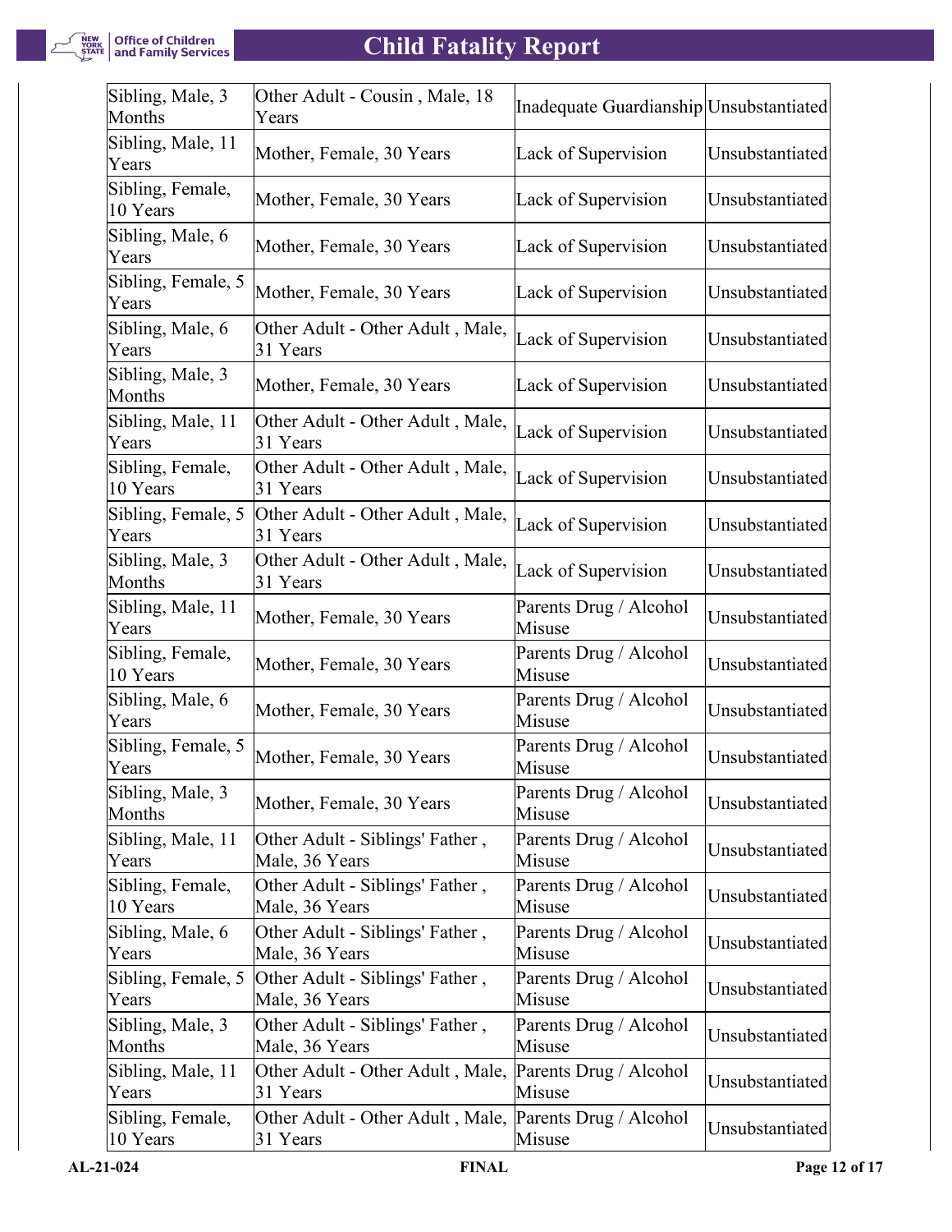| | | | |
|---|---|---|---|
| Sibling, Male, 3 Months | Other Adult - Cousin , Male, 18 Years | Inadequate Guardianship | Unsubstantiated |
| Sibling, Male, 11 Years | Mother, Female, 30 Years | Lack of Supervision | Unsubstantiated |
| Sibling, Female, 10 Years | Mother, Female, 30 Years | Lack of Supervision | Unsubstantiated |
| Sibling, Male, 6 Years | Mother, Female, 30 Years | Lack of Supervision | Unsubstantiated |
| Sibling, Female, 5 Years | Mother, Female, 30 Years | Lack of Supervision | Unsubstantiated |
| Sibling, Male, 6 Years | Other Adult - Other Adult , Male, 31 Years | Lack of Supervision | Unsubstantiated |
| Sibling, Male, 3 Months | Mother, Female, 30 Years | Lack of Supervision | Unsubstantiated |
| Sibling, Male, 11 Years | Other Adult - Other Adult , Male, 31 Years | Lack of Supervision | Unsubstantiated |
| Sibling, Female, 10 Years | Other Adult - Other Adult , Male, 31 Years | Lack of Supervision | Unsubstantiated |
| Sibling, Female, 5 Years | Other Adult - Other Adult , Male, 31 Years | Lack of Supervision | Unsubstantiated |
| Sibling, Male, 3 Months | Other Adult - Other Adult , Male, 31 Years | Lack of Supervision | Unsubstantiated |
| Sibling, Male, 11 Years | Mother, Female, 30 Years | Parents Drug / Alcohol Misuse | Unsubstantiated |
| Sibling, Female, 10 Years | Mother, Female, 30 Years | Parents Drug / Alcohol Misuse | Unsubstantiated |
| Sibling, Male, 6 Years | Mother, Female, 30 Years | Parents Drug / Alcohol Misuse | Unsubstantiated |
| Sibling, Female, 5 Years | Mother, Female, 30 Years | Parents Drug / Alcohol Misuse | Unsubstantiated |
| Sibling, Male, 3 Months | Mother, Female, 30 Years | Parents Drug / Alcohol Misuse | Unsubstantiated |
| Sibling, Male, 11 Years | Other Adult - Siblings' Father , Male, 36 Years | Parents Drug / Alcohol Misuse | Unsubstantiated |
| Sibling, Female, 10 Years | Other Adult - Siblings' Father , Male, 36 Years | Parents Drug / Alcohol Misuse | Unsubstantiated |
| Sibling, Male, 6 Years | Other Adult - Siblings' Father , Male, 36 Years | Parents Drug / Alcohol Misuse | Unsubstantiated |
| Sibling, Female, 5 Years | Other Adult - Siblings' Father , Male, 36 Years | Parents Drug / Alcohol Misuse | Unsubstantiated |
| Sibling, Male, 3 Months | Other Adult - Siblings' Father , Male, 36 Years | Parents Drug / Alcohol Misuse | Unsubstantiated |
| Sibling, Male, 11 Years | Other Adult - Other Adult , Male, 31 Years | Parents Drug / Alcohol Misuse | Unsubstantiated |
| Sibling, Female, 10 Years | Other Adult - Other Adult , Male, 31 Years | Parents Drug / Alcohol Misuse | Unsubstantiated |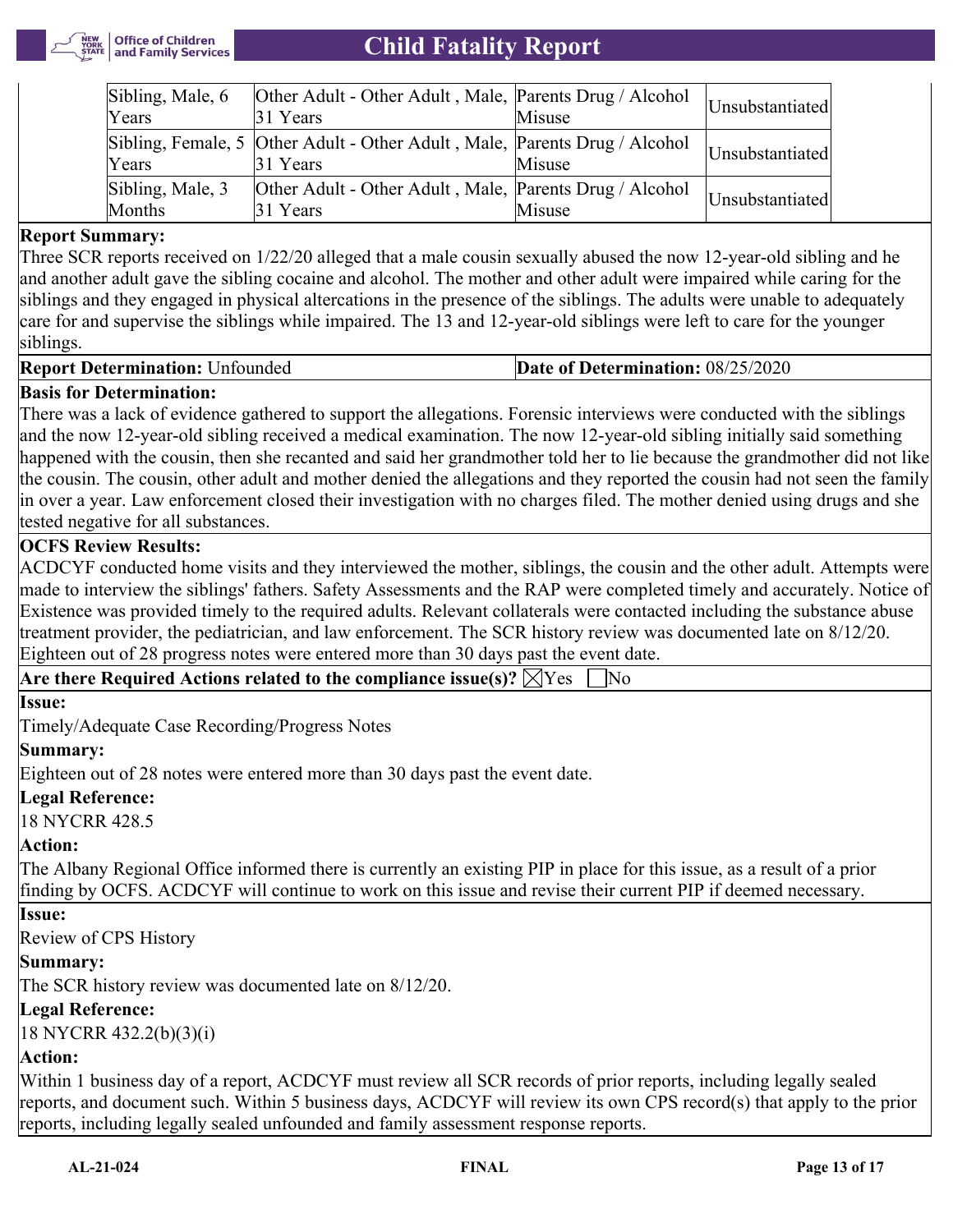| | | | |
|---|---|---|---|
| Sibling, Male, 6 Years | Other Adult - Other Adult , Male, 31 Years | Parents Drug / Alcohol Misuse | Unsubstantiated |
| Sibling, Female, 5 Years | Other Adult - Other Adult , Male, 31 Years | Parents Drug / Alcohol Misuse | Unsubstantiated |
| Sibling, Male, 3 Months | Other Adult - Other Adult , Male, 31 Years | Parents Drug / Alcohol Misuse | Unsubstantiated |

**Report Summary:**

Three SCR reports received on 1/22/20 alleged that a male cousin sexually abused the now 12-year-old sibling and he and another adult gave the sibling cocaine and alcohol. The mother and other adult were impaired while caring for the siblings and they engaged in physical altercations in the presence of the siblings. The adults were unable to adequately care for and supervise the siblings while impaired. The 13 and 12-year-old siblings were left to care for the younger siblings.

**Report Determination:** Unfounded

**Date of Determination:** 08/25/2020

**Basis for Determination:**

There was a lack of evidence gathered to support the allegations. Forensic interviews were conducted with the siblings and the now 12-year-old sibling received a medical examination. The now 12-year-old sibling initially said something happened with the cousin, then she recanted and said her grandmother told her to lie because the grandmother did not like the cousin. The cousin, other adult and mother denied the allegations and they reported the cousin had not seen the family in over a year. Law enforcement closed their investigation with no charges filed. The mother denied using drugs and she tested negative for all substances.

**OCFS Review Results:**

ACDCYF conducted home visits and they interviewed the mother, siblings, the cousin and the other adult. Attempts were made to interview the siblings' fathers. Safety Assessments and the RAP were completed timely and accurately. Notice of Existence was provided timely to the required adults. Relevant collaterals were contacted including the substance abuse treatment provider, the pediatrician, and law enforcement. The SCR history review was documented late on 8/12/20. Eighteen out of 28 progress notes were entered more than 30 days past the event date.

**Are there Required Actions related to the compliance issue(s)?** ☒Yes ☐No

**Issue:**

Timely/Adequate Case Recording/Progress Notes

**Summary:**

Eighteen out of 28 notes were entered more than 30 days past the event date.

**Legal Reference:**

18 NYCRR 428.5

**Action:**

The Albany Regional Office informed there is currently an existing PIP in place for this issue, as a result of a prior finding by OCFS. ACDCYF will continue to work on this issue and revise their current PIP if deemed necessary.

**Issue:**

Review of CPS History

**Summary:**

The SCR history review was documented late on 8/12/20.

**Legal Reference:**

18 NYCRR 432.2(b)(3)(i)

**Action:**

Within 1 business day of a report, ACDCYF must review all SCR records of prior reports, including legally sealed reports, and document such. Within 5 business days, ACDCYF will review its own CPS record(s) that apply to the prior reports, including legally sealed unfounded and family assessment response reports.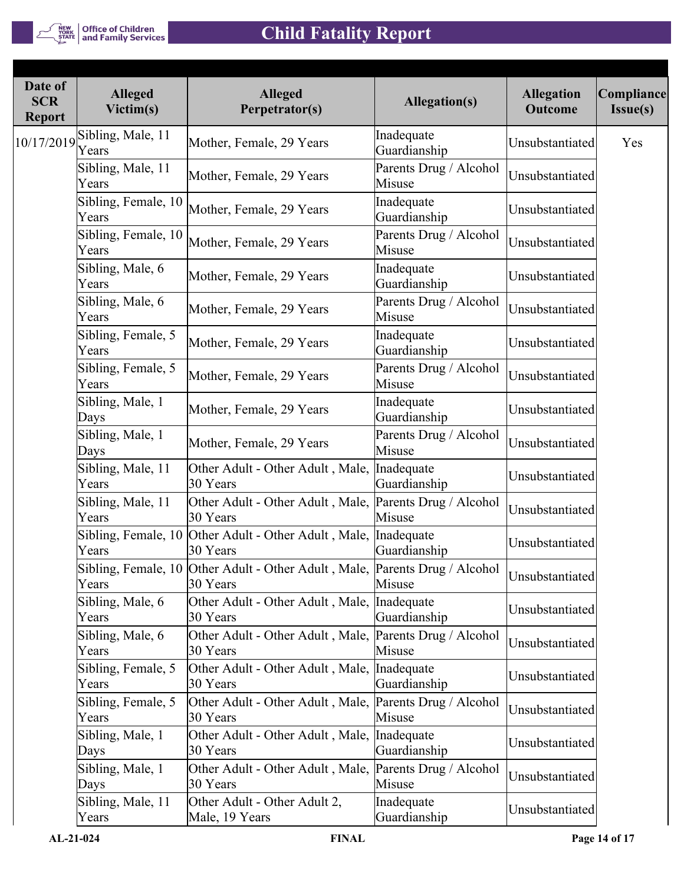| Date of SCR Report | Alleged Victim(s) | Alleged Perpetrator(s) | Allegation(s) | Allegation Outcome | Compliance Issue(s) |
|---|---|---|---|---|---|
| 10/17/2019 | Sibling, Male, 11 Years | Mother, Female, 29 Years | Inadequate Guardianship | Unsubstantiated | Yes |
| | Sibling, Male, 11 Years | Mother, Female, 29 Years | Parents Drug / Alcohol Misuse | Unsubstantiated | |
| | Sibling, Female, 10 Years | Mother, Female, 29 Years | Inadequate Guardianship | Unsubstantiated | |
| | Sibling, Female, 10 Years | Mother, Female, 29 Years | Parents Drug / Alcohol Misuse | Unsubstantiated | |
| | Sibling, Male, 6 Years | Mother, Female, 29 Years | Inadequate Guardianship | Unsubstantiated | |
| | Sibling, Male, 6 Years | Mother, Female, 29 Years | Parents Drug / Alcohol Misuse | Unsubstantiated | |
| | Sibling, Female, 5 Years | Mother, Female, 29 Years | Inadequate Guardianship | Unsubstantiated | |
| | Sibling, Female, 5 Years | Mother, Female, 29 Years | Parents Drug / Alcohol Misuse | Unsubstantiated | |
| | Sibling, Male, 1 Days | Mother, Female, 29 Years | Inadequate Guardianship | Unsubstantiated | |
| | Sibling, Male, 1 Days | Mother, Female, 29 Years | Parents Drug / Alcohol Misuse | Unsubstantiated | |
| | Sibling, Male, 11 Years | Other Adult - Other Adult , Male, 30 Years | Inadequate Guardianship | Unsubstantiated | |
| | Sibling, Male, 11 Years | Other Adult - Other Adult , Male, 30 Years | Parents Drug / Alcohol Misuse | Unsubstantiated | |
| | Sibling, Female, 10 Years | Other Adult - Other Adult , Male, 30 Years | Inadequate Guardianship | Unsubstantiated | |
| | Sibling, Female, 10 Years | Other Adult - Other Adult , Male, 30 Years | Parents Drug / Alcohol Misuse | Unsubstantiated | |
| | Sibling, Male, 6 Years | Other Adult - Other Adult , Male, 30 Years | Inadequate Guardianship | Unsubstantiated | |
| | Sibling, Male, 6 Years | Other Adult - Other Adult , Male, 30 Years | Parents Drug / Alcohol Misuse | Unsubstantiated | |
| | Sibling, Female, 5 Years | Other Adult - Other Adult , Male, 30 Years | Inadequate Guardianship | Unsubstantiated | |
| | Sibling, Female, 5 Years | Other Adult - Other Adult , Male, 30 Years | Parents Drug / Alcohol Misuse | Unsubstantiated | |
| | Sibling, Male, 1 Days | Other Adult - Other Adult , Male, 30 Years | Inadequate Guardianship | Unsubstantiated | |
| | Sibling, Male, 1 Days | Other Adult - Other Adult , Male, 30 Years | Parents Drug / Alcohol Misuse | Unsubstantiated | |
| | Sibling, Male, 11 Years | Other Adult - Other Adult 2, Male, 19 Years | Inadequate Guardianship | Unsubstantiated | |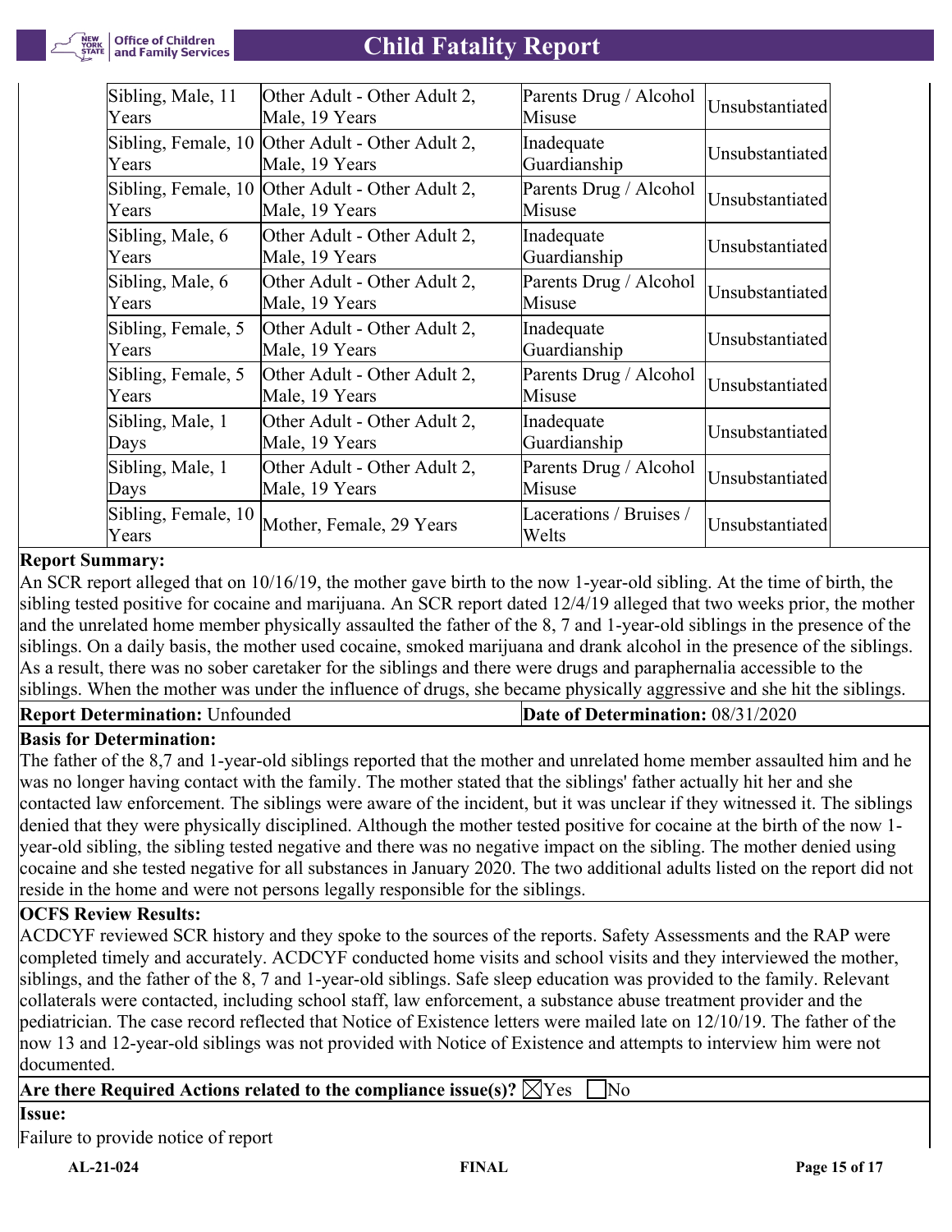| | | | |
|---|---|---|---|
| Sibling, Male, 11 Years | Other Adult - Other Adult 2, Male, 19 Years | Parents Drug / Alcohol Misuse | Unsubstantiated |
| Sibling, Female, 10 Years | Other Adult - Other Adult 2, Male, 19 Years | Inadequate Guardianship | Unsubstantiated |
| Sibling, Female, 10 Years | Other Adult - Other Adult 2, Male, 19 Years | Parents Drug / Alcohol Misuse | Unsubstantiated |
| Sibling, Male, 6 Years | Other Adult - Other Adult 2, Male, 19 Years | Inadequate Guardianship | Unsubstantiated |
| Sibling, Male, 6 Years | Other Adult - Other Adult 2, Male, 19 Years | Parents Drug / Alcohol Misuse | Unsubstantiated |
| Sibling, Female, 5 Years | Other Adult - Other Adult 2, Male, 19 Years | Inadequate Guardianship | Unsubstantiated |
| Sibling, Female, 5 Years | Other Adult - Other Adult 2, Male, 19 Years | Parents Drug / Alcohol Misuse | Unsubstantiated |
| Sibling, Male, 1 Days | Other Adult - Other Adult 2, Male, 19 Years | Inadequate Guardianship | Unsubstantiated |
| Sibling, Male, 1 Days | Other Adult - Other Adult 2, Male, 19 Years | Parents Drug / Alcohol Misuse | Unsubstantiated |
| Sibling, Female, 10 Years | Mother, Female, 29 Years | Lacerations / Bruises / Welts | Unsubstantiated |

**Report Summary:**

An SCR report alleged that on 10/16/19, the mother gave birth to the now 1-year-old sibling. At the time of birth, the sibling tested positive for cocaine and marijuana. An SCR report dated 12/4/19 alleged that two weeks prior, the mother and the unrelated home member physically assaulted the father of the 8, 7 and 1-year-old siblings in the presence of the siblings. On a daily basis, the mother used cocaine, smoked marijuana and drank alcohol in the presence of the siblings. As a result, there was no sober caretaker for the siblings and there were drugs and paraphernalia accessible to the siblings. When the mother was under the influence of drugs, she became physically aggressive and she hit the siblings.

**Report Determination:** Unfounded | **Date of Determination:** 08/31/2020

**Basis for Determination:**

The father of the 8,7 and 1-year-old siblings reported that the mother and unrelated home member assaulted him and he was no longer having contact with the family. The mother stated that the siblings' father actually hit her and she contacted law enforcement. The siblings were aware of the incident, but it was unclear if they witnessed it. The siblings denied that they were physically disciplined. Although the mother tested positive for cocaine at the birth of the now 1-year-old sibling, the sibling tested negative and there was no negative impact on the sibling. The mother denied using cocaine and she tested negative for all substances in January 2020. The two additional adults listed on the report did not reside in the home and were not persons legally responsible for the siblings.

**OCFS Review Results:**

ACDCYF reviewed SCR history and they spoke to the sources of the reports. Safety Assessments and the RAP were completed timely and accurately. ACDCYF conducted home visits and school visits and they interviewed the mother, siblings, and the father of the 8, 7 and 1-year-old siblings. Safe sleep education was provided to the family. Relevant collaterals were contacted, including school staff, law enforcement, a substance abuse treatment provider and the pediatrician. The case record reflected that Notice of Existence letters were mailed late on 12/10/19. The father of the now 13 and 12-year-old siblings was not provided with Notice of Existence and attempts to interview him were not documented.

**Are there Required Actions related to the compliance issue(s)?** ☒Yes ☐No

**Issue:**

Failure to provide notice of report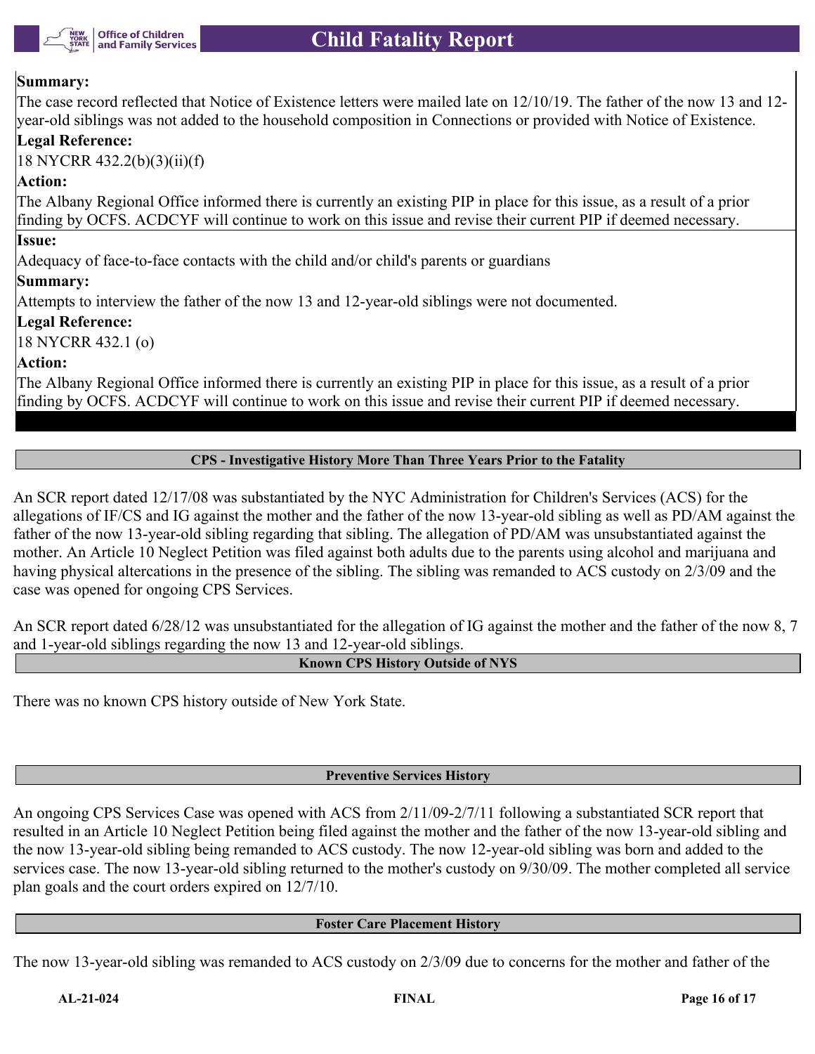**Summary:**

The case record reflected that Notice of Existence letters were mailed late on 12/10/19. The father of the now 13 and 12-year-old siblings was not added to the household composition in Connections or provided with Notice of Existence.

**Legal Reference:**

18 NYCRR 432.2(b)(3)(ii)(f)

**Action:**

The Albany Regional Office informed there is currently an existing PIP in place for this issue, as a result of a prior finding by OCFS. ACDCYF will continue to work on this issue and revise their current PIP if deemed necessary.

**Issue:**

Adequacy of face-to-face contacts with the child and/or child's parents or guardians

**Summary:**

Attempts to interview the father of the now 13 and 12-year-old siblings were not documented.

**Legal Reference:**

18 NYCRR 432.1 (o)

**Action:**

The Albany Regional Office informed there is currently an existing PIP in place for this issue, as a result of a prior finding by OCFS. ACDCYF will continue to work on this issue and revise their current PIP if deemed necessary.

## CPS - Investigative History More Than Three Years Prior to the Fatality

An SCR report dated 12/17/08 was substantiated by the NYC Administration for Children's Services (ACS) for the allegations of IF/CS and IG against the mother and the father of the now 13-year-old sibling as well as PD/AM against the father of the now 13-year-old sibling regarding that sibling. The allegation of PD/AM was unsubstantiated against the mother. An Article 10 Neglect Petition was filed against both adults due to the parents using alcohol and marijuana and having physical altercations in the presence of the sibling. The sibling was remanded to ACS custody on 2/3/09 and the case was opened for ongoing CPS Services.

An SCR report dated 6/28/12 was unsubstantiated for the allegation of IG against the mother and the father of the now 8, 7 and 1-year-old siblings regarding the now 13 and 12-year-old siblings.

## Known CPS History Outside of NYS

There was no known CPS history outside of New York State.

## Preventive Services History

An ongoing CPS Services Case was opened with ACS from 2/11/09-2/7/11 following a substantiated SCR report that resulted in an Article 10 Neglect Petition being filed against the mother and the father of the now 13-year-old sibling and the now 13-year-old sibling being remanded to ACS custody. The now 12-year-old sibling was born and added to the services case. The now 13-year-old sibling returned to the mother's custody on 9/30/09. The mother completed all service plan goals and the court orders expired on 12/7/10.

## Foster Care Placement History

The now 13-year-old sibling was remanded to ACS custody on 2/3/09 due to concerns for the mother and father of the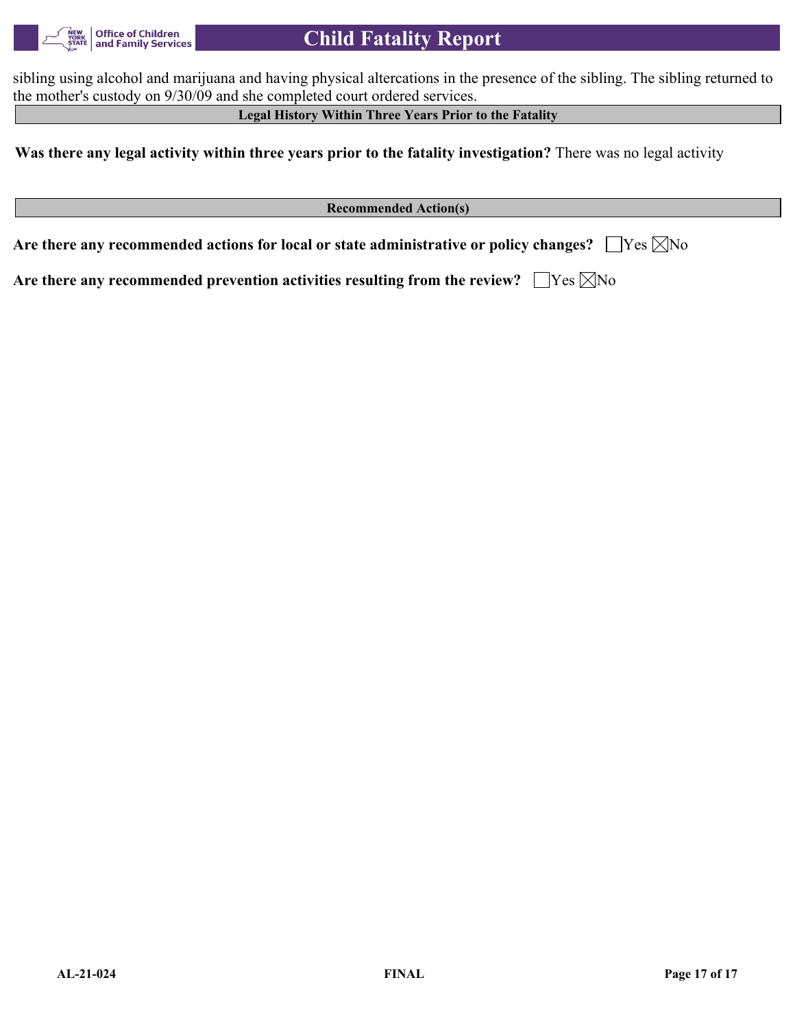sibling using alcohol and marijuana and having physical altercations in the presence of the sibling. The sibling returned to the mother's custody on 9/30/09 and she completed court ordered services.

## Legal History Within Three Years Prior to the Fatality

**Was there any legal activity within three years prior to the fatality investigation?** There was no legal activity

## Recommended Action(s)

**Are there any recommended actions for local or state administrative or policy changes?** ☐Yes ☒No

**Are there any recommended prevention activities resulting from the review?** ☐Yes ☒No